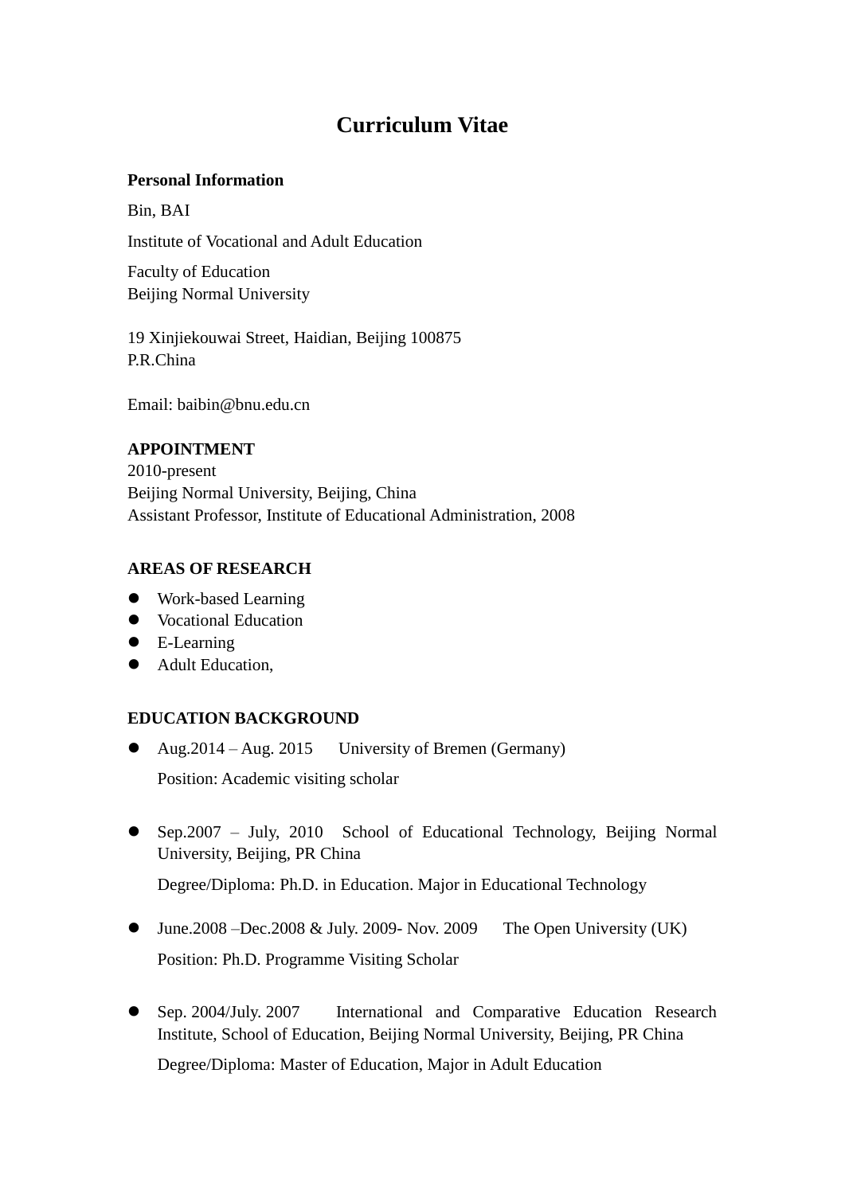# Curriculum Vitae

**Personal Information**

Bin, BAI

Institute of Vocational and Adult Education

Faculty of Education
Beijing Normal University

19 Xinjiekouwai Street, Haidian, Beijing 100875
P.R.China

Email: baibin@bnu.edu.cn

**APPOINTMENT**

2010-present
Beijing Normal University, Beijing, China
Assistant Professor, Institute of Educational Administration, 2008

**AREAS OF RESEARCH**

- Work-based Learning
- Vocational Education
- E-Learning
- Adult Education,

**EDUCATION BACKGROUND**

- Aug.2014 – Aug. 2015 University of Bremen (Germany)

  Position: Academic visiting scholar

- Sep.2007 – July, 2010 School of Educational Technology, Beijing Normal University, Beijing, PR China

  Degree/Diploma: Ph.D. in Education. Major in Educational Technology

- June.2008 –Dec.2008 & July. 2009- Nov. 2009 The Open University (UK)

  Position: Ph.D. Programme Visiting Scholar

- Sep. 2004/July. 2007 International and Comparative Education Research Institute, School of Education, Beijing Normal University, Beijing, PR China

  Degree/Diploma: Master of Education, Major in Adult Education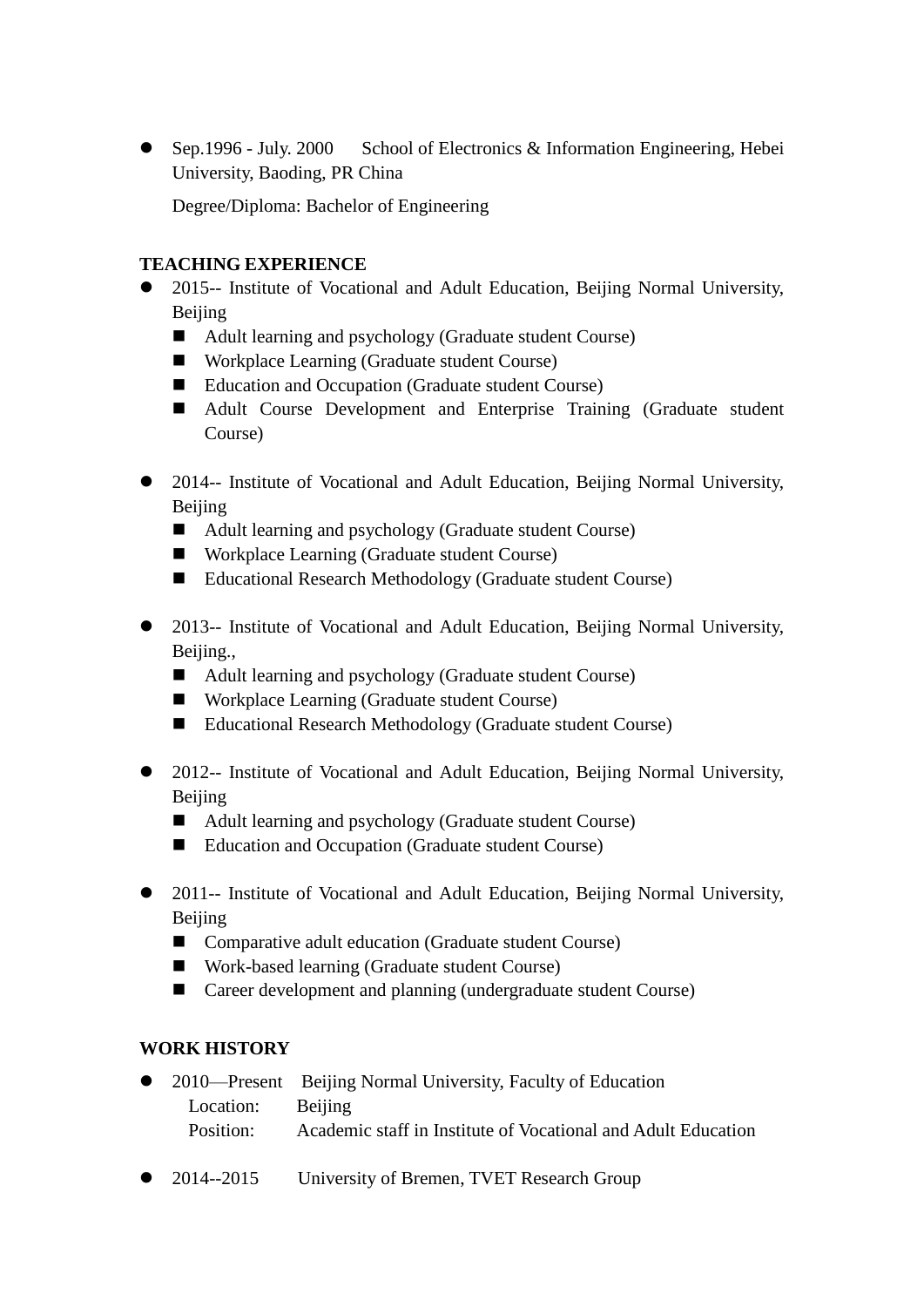- Sep.1996 - July. 2000 School of Electronics & Information Engineering, Hebei University, Baoding, PR China

  Degree/Diploma: Bachelor of Engineering

**TEACHING EXPERIENCE**

- 2015-- Institute of Vocational and Adult Education, Beijing Normal University, Beijing
  - Adult learning and psychology (Graduate student Course)
  - Workplace Learning (Graduate student Course)
  - Education and Occupation (Graduate student Course)
  - Adult Course Development and Enterprise Training (Graduate student Course)

- 2014-- Institute of Vocational and Adult Education, Beijing Normal University, Beijing
  - Adult learning and psychology (Graduate student Course)
  - Workplace Learning (Graduate student Course)
  - Educational Research Methodology (Graduate student Course)

- 2013-- Institute of Vocational and Adult Education, Beijing Normal University, Beijing.,
  - Adult learning and psychology (Graduate student Course)
  - Workplace Learning (Graduate student Course)
  - Educational Research Methodology (Graduate student Course)

- 2012-- Institute of Vocational and Adult Education, Beijing Normal University, Beijing
  - Adult learning and psychology (Graduate student Course)
  - Education and Occupation (Graduate student Course)

- 2011-- Institute of Vocational and Adult Education, Beijing Normal University, Beijing
  - Comparative adult education (Graduate student Course)
  - Work-based learning (Graduate student Course)
  - Career development and planning (undergraduate student Course)

**WORK HISTORY**

- 2010—Present Beijing Normal University, Faculty of Education

  Location: Beijing

  Position: Academic staff in Institute of Vocational and Adult Education

- 2014--2015 University of Bremen, TVET Research Group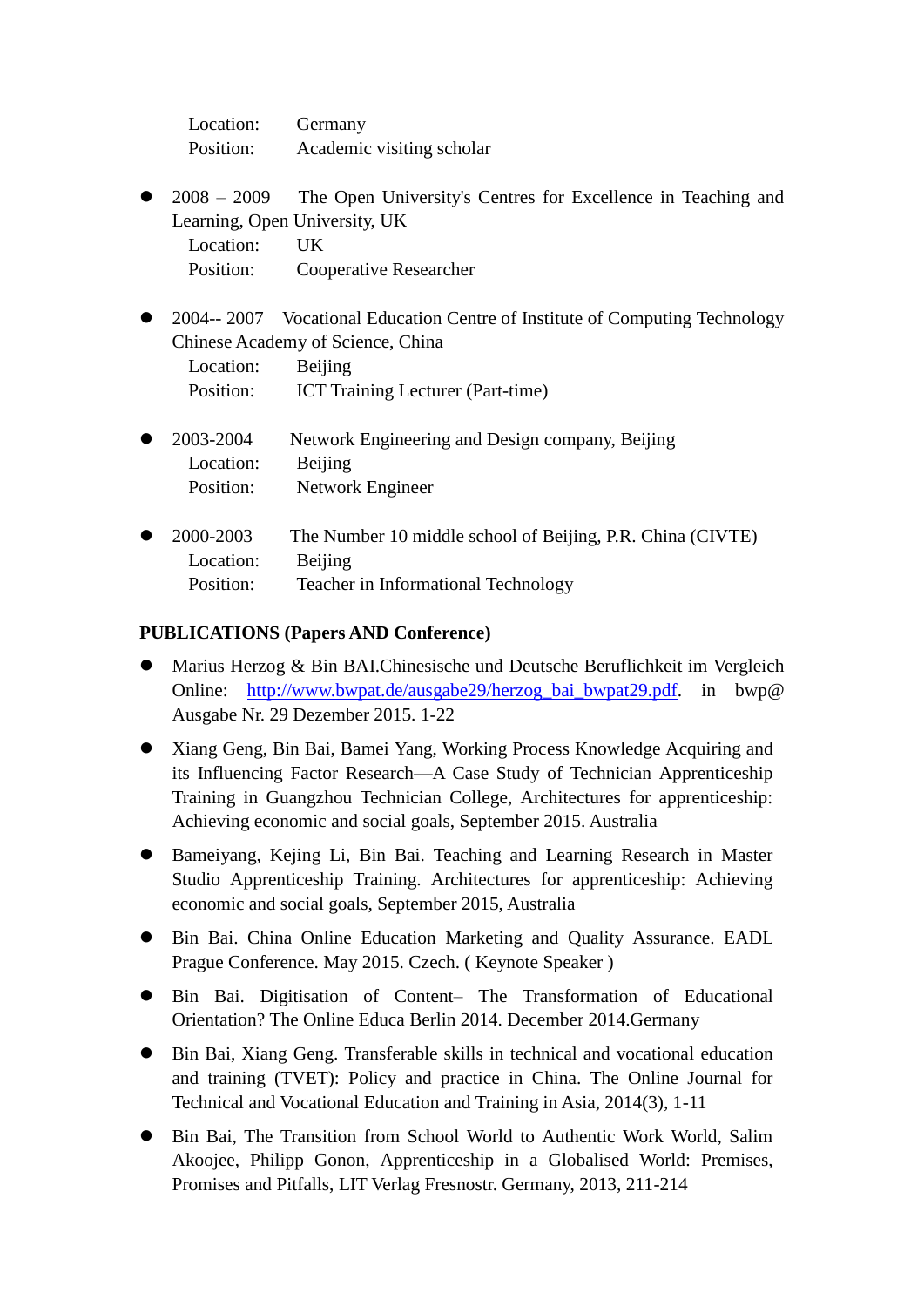Location: Germany
Position: Academic visiting scholar

- 2008 – 2009 The Open University's Centres for Excellence in Teaching and Learning, Open University, UK
  Location: UK
  Position: Cooperative Researcher

- 2004-- 2007 Vocational Education Centre of Institute of Computing Technology Chinese Academy of Science, China
  Location: Beijing
  Position: ICT Training Lecturer (Part-time)

- 2003-2004 Network Engineering and Design company, Beijing
  Location: Beijing
  Position: Network Engineer

- 2000-2003 The Number 10 middle school of Beijing, P.R. China (CIVTE)
  Location: Beijing
  Position: Teacher in Informational Technology

**PUBLICATIONS (Papers AND Conference)**

- Marius Herzog & Bin BAI.Chinesische und Deutsche Beruflichkeit im Vergleich Online: http://www.bwpat.de/ausgabe29/herzog_bai_bwpat29.pdf. in bwp@ Ausgabe Nr. 29 Dezember 2015. 1-22
- Xiang Geng, Bin Bai, Bamei Yang, Working Process Knowledge Acquiring and its Influencing Factor Research—A Case Study of Technician Apprenticeship Training in Guangzhou Technician College, Architectures for apprenticeship: Achieving economic and social goals, September 2015. Australia
- Bameiyang, Kejing Li, Bin Bai. Teaching and Learning Research in Master Studio Apprenticeship Training. Architectures for apprenticeship: Achieving economic and social goals, September 2015, Australia
- Bin Bai. China Online Education Marketing and Quality Assurance. EADL Prague Conference. May 2015. Czech. ( Keynote Speaker )
- Bin Bai. Digitisation of Content– The Transformation of Educational Orientation? The Online Educa Berlin 2014. December 2014.Germany
- Bin Bai, Xiang Geng. Transferable skills in technical and vocational education and training (TVET): Policy and practice in China. The Online Journal for Technical and Vocational Education and Training in Asia, 2014(3), 1-11
- Bin Bai, The Transition from School World to Authentic Work World, Salim Akoojee, Philipp Gonon, Apprenticeship in a Globalised World: Premises, Promises and Pitfalls, LIT Verlag Fresnostr. Germany, 2013, 211-214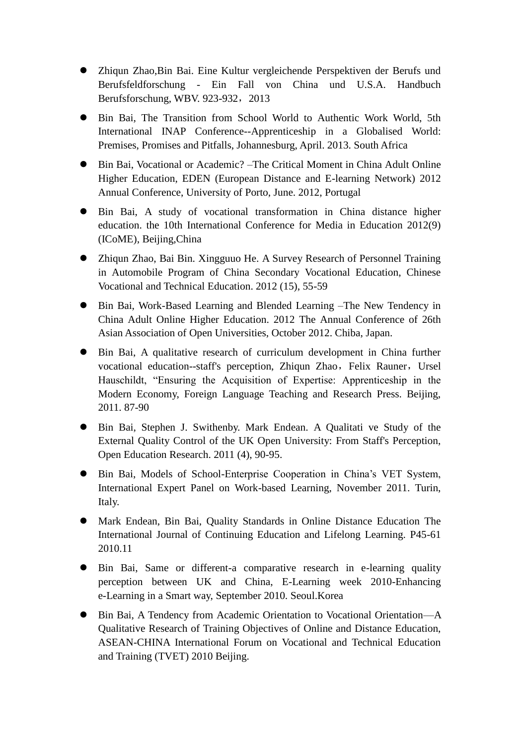- Zhiqun Zhao,Bin Bai. Eine Kultur vergleichende Perspektiven der Berufs und Berufsfeldforschung - Ein Fall von China und U.S.A. Handbuch Berufsforschung, WBV. 923-932，2013
- Bin Bai, The Transition from School World to Authentic Work World, 5th International INAP Conference--Apprenticeship in a Globalised World: Premises, Promises and Pitfalls, Johannesburg, April. 2013. South Africa
- Bin Bai, Vocational or Academic? –The Critical Moment in China Adult Online Higher Education, EDEN (European Distance and E-learning Network) 2012 Annual Conference, University of Porto, June. 2012, Portugal
- Bin Bai, A study of vocational transformation in China distance higher education. the 10th International Conference for Media in Education 2012(9) (ICoME), Beijing,China
- Zhiqun Zhao, Bai Bin. Xingguuo He. A Survey Research of Personnel Training in Automobile Program of China Secondary Vocational Education, Chinese Vocational and Technical Education. 2012 (15), 55-59
- Bin Bai, Work-Based Learning and Blended Learning –The New Tendency in China Adult Online Higher Education. 2012 The Annual Conference of 26th Asian Association of Open Universities, October 2012. Chiba, Japan.
- Bin Bai, A qualitative research of curriculum development in China further vocational education--staff's perception, Zhiqun Zhao，Felix Rauner，Ursel Hauschildt, "Ensuring the Acquisition of Expertise: Apprenticeship in the Modern Economy, Foreign Language Teaching and Research Press. Beijing, 2011. 87-90
- Bin Bai, Stephen J. Swithenby. Mark Endean. A Qualitati ve Study of the External Quality Control of the UK Open University: From Staff's Perception, Open Education Research. 2011 (4), 90-95.
- Bin Bai, Models of School-Enterprise Cooperation in China's VET System, International Expert Panel on Work-based Learning, November 2011. Turin, Italy.
- Mark Endean, Bin Bai, Quality Standards in Online Distance Education The International Journal of Continuing Education and Lifelong Learning. P45-61 2010.11
- Bin Bai, Same or different-a comparative research in e-learning quality perception between UK and China, E-Learning week 2010-Enhancing e-Learning in a Smart way, September 2010. Seoul.Korea
- Bin Bai, A Tendency from Academic Orientation to Vocational Orientation—A Qualitative Research of Training Objectives of Online and Distance Education, ASEAN-CHINA International Forum on Vocational and Technical Education and Training (TVET) 2010 Beijing.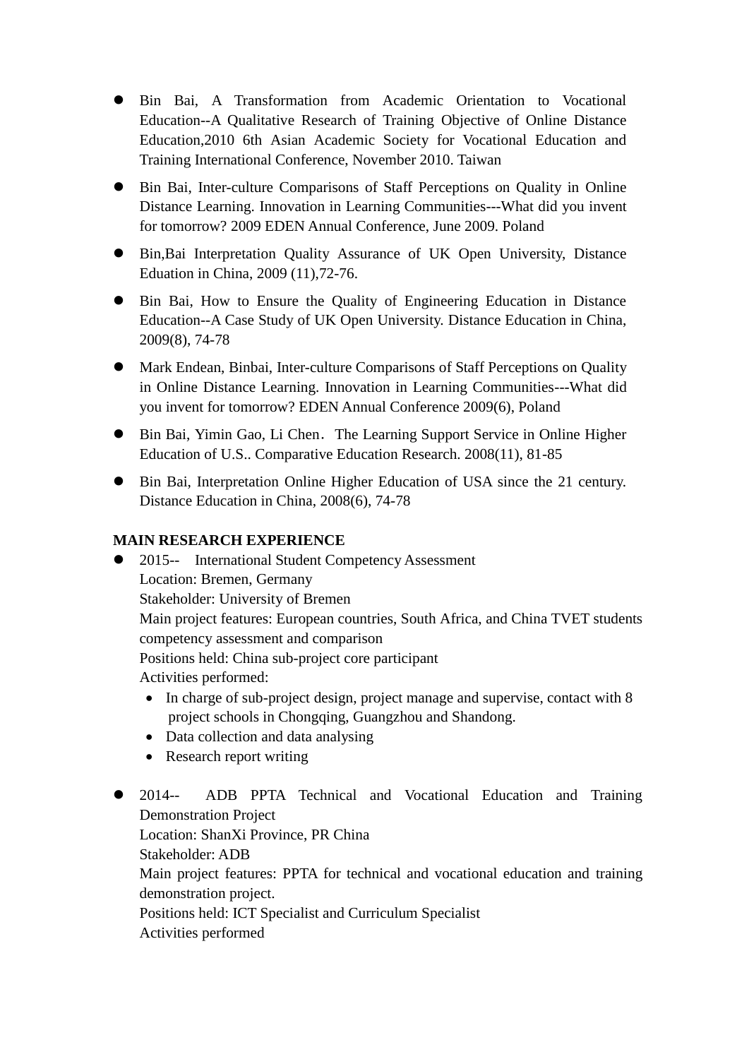- Bin Bai, A Transformation from Academic Orientation to Vocational Education--A Qualitative Research of Training Objective of Online Distance Education,2010 6th Asian Academic Society for Vocational Education and Training International Conference, November 2010. Taiwan
- Bin Bai, Inter-culture Comparisons of Staff Perceptions on Quality in Online Distance Learning. Innovation in Learning Communities---What did you invent for tomorrow? 2009 EDEN Annual Conference, June 2009. Poland
- Bin,Bai Interpretation Quality Assurance of UK Open University, Distance Eduation in China, 2009 (11),72-76.
- Bin Bai, How to Ensure the Quality of Engineering Education in Distance Education--A Case Study of UK Open University. Distance Education in China, 2009(8), 74-78
- Mark Endean, Binbai, Inter-culture Comparisons of Staff Perceptions on Quality in Online Distance Learning. Innovation in Learning Communities---What did you invent for tomorrow? EDEN Annual Conference 2009(6), Poland
- Bin Bai, Yimin Gao, Li Chen．The Learning Support Service in Online Higher Education of U.S.. Comparative Education Research. 2008(11), 81-85
- Bin Bai, Interpretation Online Higher Education of USA since the 21 century. Distance Education in China, 2008(6), 74-78

**MAIN RESEARCH EXPERIENCE**

- 2015-- International Student Competency Assessment
  Location: Bremen, Germany
  Stakeholder: University of Bremen
  Main project features: European countries, South Africa, and China TVET students competency assessment and comparison
  Positions held: China sub-project core participant
  Activities performed:
  - In charge of sub-project design, project manage and supervise, contact with 8 project schools in Chongqing, Guangzhou and Shandong.
  - Data collection and data analysing
  - Research report writing

- 2014-- ADB PPTA Technical and Vocational Education and Training Demonstration Project
  Location: ShanXi Province, PR China
  Stakeholder: ADB
  Main project features: PPTA for technical and vocational education and training demonstration project.
  Positions held: ICT Specialist and Curriculum Specialist
  Activities performed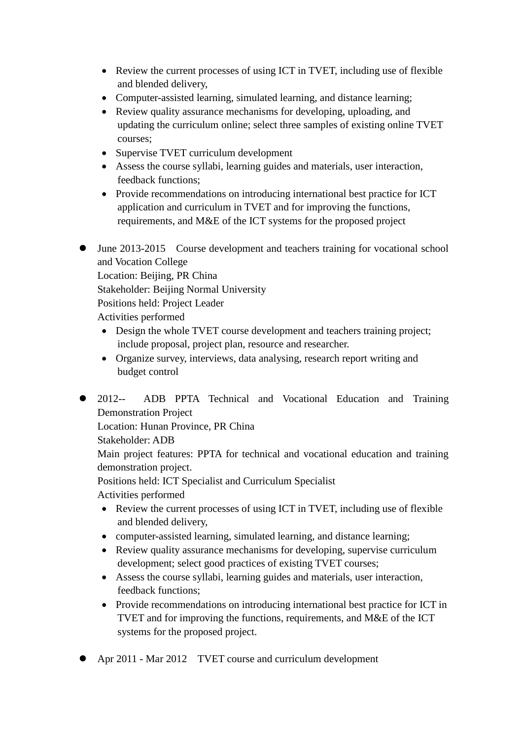- Review the current processes of using ICT in TVET, including use of flexible and blended delivery,
- Computer-assisted learning, simulated learning, and distance learning;
- Review quality assurance mechanisms for developing, uploading, and updating the curriculum online; select three samples of existing online TVET courses;
- Supervise TVET curriculum development
- Assess the course syllabi, learning guides and materials, user interaction, feedback functions;
- Provide recommendations on introducing international best practice for ICT application and curriculum in TVET and for improving the functions, requirements, and M&E of the ICT systems for the proposed project

- June 2013-2015  Course development and teachers training for vocational school and Vocation College
  Location: Beijing, PR China
  Stakeholder: Beijing Normal University
  Positions held: Project Leader
  Activities performed
  - Design the whole TVET course development and teachers training project; include proposal, project plan, resource and researcher.
  - Organize survey, interviews, data analysing, research report writing and budget control

- 2012--  ADB PPTA Technical and Vocational Education and Training Demonstration Project
  Location: Hunan Province, PR China
  Stakeholder: ADB
  Main project features: PPTA for technical and vocational education and training demonstration project.
  Positions held: ICT Specialist and Curriculum Specialist
  Activities performed
  - Review the current processes of using ICT in TVET, including use of flexible and blended delivery,
  - computer-assisted learning, simulated learning, and distance learning;
  - Review quality assurance mechanisms for developing, supervise curriculum development; select good practices of existing TVET courses;
  - Assess the course syllabi, learning guides and materials, user interaction, feedback functions;
  - Provide recommendations on introducing international best practice for ICT in TVET and for improving the functions, requirements, and M&E of the ICT systems for the proposed project.

- Apr 2011 - Mar 2012  TVET course and curriculum development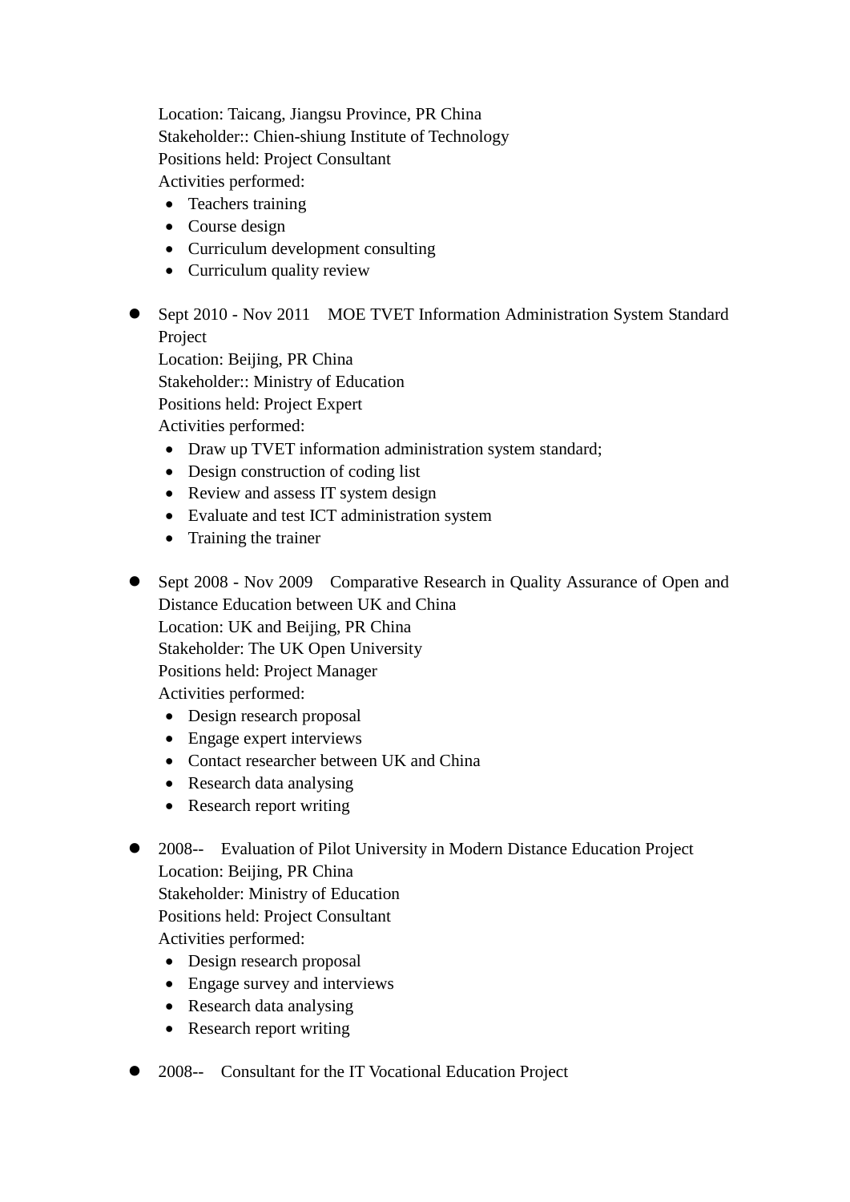Location: Taicang, Jiangsu Province, PR China
Stakeholder:: Chien-shiung Institute of Technology
Positions held: Project Consultant
Activities performed:

- Teachers training
- Course design
- Curriculum development consulting
- Curriculum quality review

- Sept 2010 - Nov 2011 MOE TVET Information Administration System Standard Project
  Location: Beijing, PR China
  Stakeholder:: Ministry of Education
  Positions held: Project Expert
  Activities performed:
  - Draw up TVET information administration system standard;
  - Design construction of coding list
  - Review and assess IT system design
  - Evaluate and test ICT administration system
  - Training the trainer

- Sept 2008 - Nov 2009 Comparative Research in Quality Assurance of Open and Distance Education between UK and China
  Location: UK and Beijing, PR China
  Stakeholder: The UK Open University
  Positions held: Project Manager
  Activities performed:
  - Design research proposal
  - Engage expert interviews
  - Contact researcher between UK and China
  - Research data analysing
  - Research report writing

- 2008-- Evaluation of Pilot University in Modern Distance Education Project
  Location: Beijing, PR China
  Stakeholder: Ministry of Education
  Positions held: Project Consultant
  Activities performed:
  - Design research proposal
  - Engage survey and interviews
  - Research data analysing
  - Research report writing

- 2008-- Consultant for the IT Vocational Education Project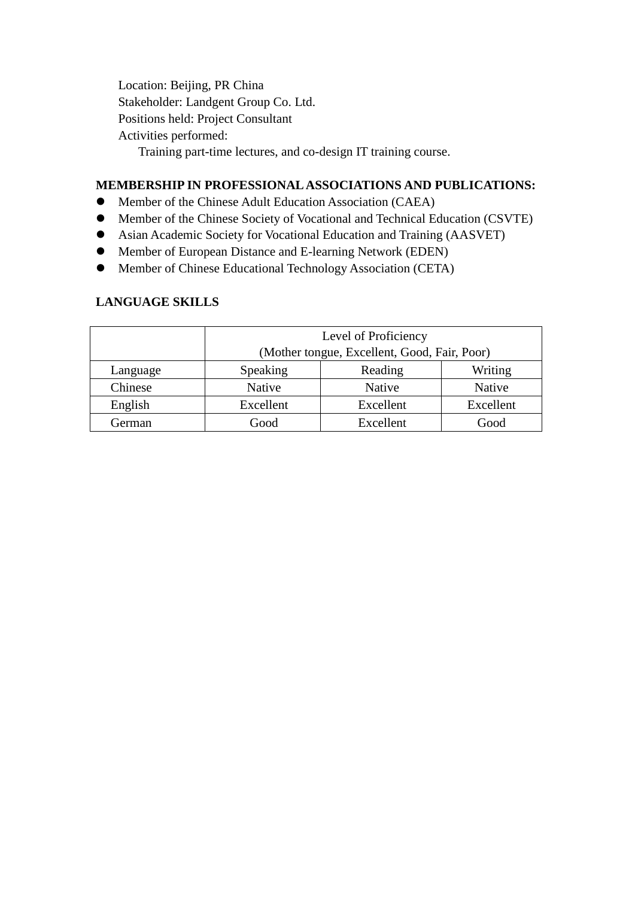Location: Beijing, PR China
Stakeholder: Landgent Group Co. Ltd.
Positions held: Project Consultant
Activities performed:
Training part-time lectures, and co-design IT training course.

**MEMBERSHIP IN PROFESSIONAL ASSOCIATIONS AND PUBLICATIONS:**

- Member of the Chinese Adult Education Association (CAEA)
- Member of the Chinese Society of Vocational and Technical Education (CSVTE)
- Asian Academic Society for Vocational Education and Training (AASVET)
- Member of European Distance and E-learning Network (EDEN)
- Member of Chinese Educational Technology Association (CETA)

**LANGUAGE SKILLS**

| | Level of Proficiency (Mother tongue, Excellent, Good, Fair, Poor) | | |
|---|---|---|---|
| Language | Speaking | Reading | Writing |
| Chinese | Native | Native | Native |
| English | Excellent | Excellent | Excellent |
| German | Good | Excellent | Good |